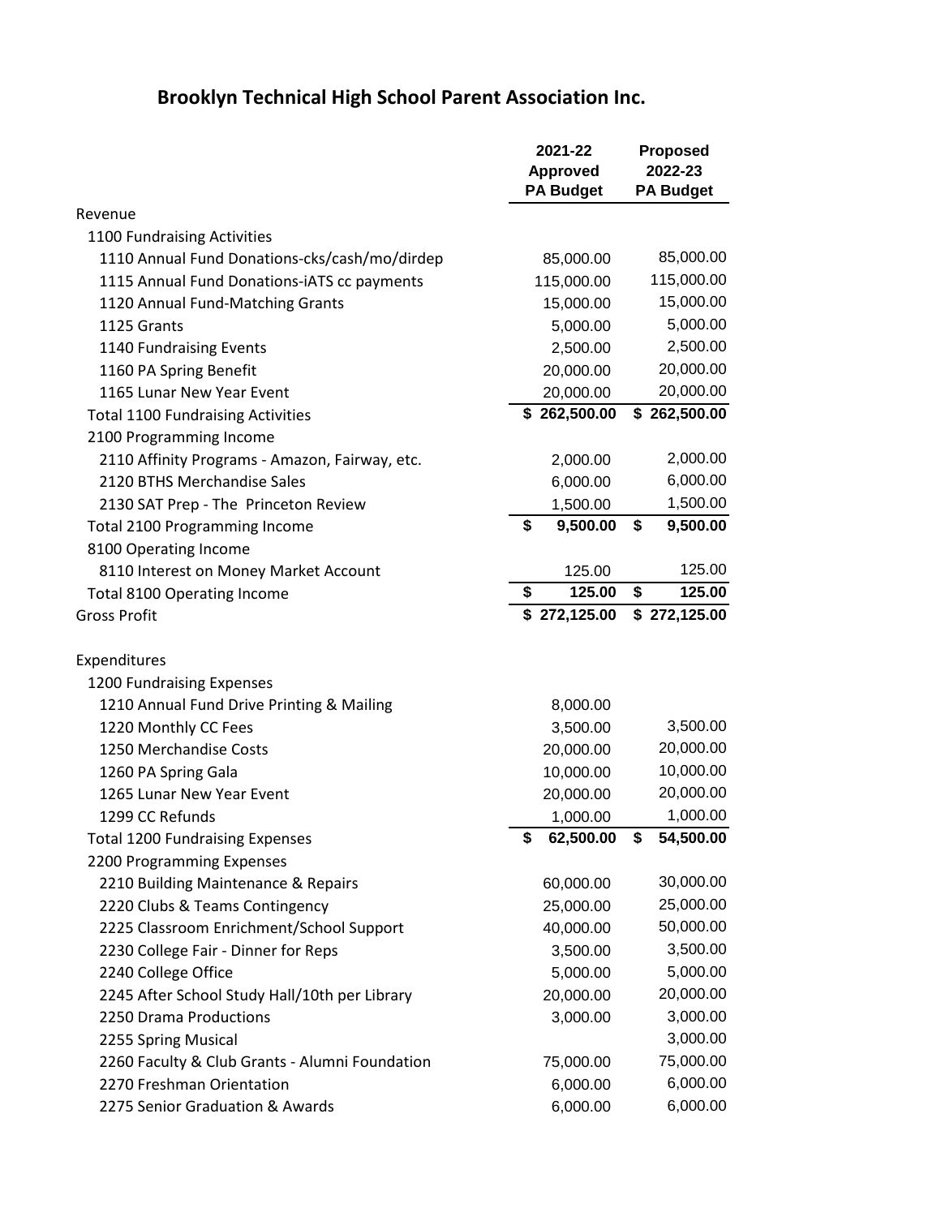# Brooklyn Technical High School Parent Association Inc.

| | 2021-22 Approved PA Budget | Proposed 2022-23 PA Budget |
|---|---|---|
| Revenue | | |
| 1100 Fundraising Activities | | |
| 1110 Annual Fund Donations-cks/cash/mo/dirdep | 85,000.00 | 85,000.00 |
| 1115 Annual Fund Donations-iATS cc payments | 115,000.00 | 115,000.00 |
| 1120 Annual Fund-Matching Grants | 15,000.00 | 15,000.00 |
| 1125 Grants | 5,000.00 | 5,000.00 |
| 1140 Fundraising Events | 2,500.00 | 2,500.00 |
| 1160 PA Spring Benefit | 20,000.00 | 20,000.00 |
| 1165 Lunar New Year Event | 20,000.00 | 20,000.00 |
| Total 1100 Fundraising Activities | **$ 262,500.00** | **$ 262,500.00** |
| 2100 Programming Income | | |
| 2110 Affinity Programs - Amazon, Fairway, etc. | 2,000.00 | 2,000.00 |
| 2120 BTHS Merchandise Sales | 6,000.00 | 6,000.00 |
| 2130 SAT Prep - The Princeton Review | 1,500.00 | 1,500.00 |
| Total 2100 Programming Income | **$ 9,500.00** | **$ 9,500.00** |
| 8100 Operating Income | | |
| 8110 Interest on Money Market Account | 125.00 | 125.00 |
| Total 8100 Operating Income | **$ 125.00** | **$ 125.00** |
| Gross Profit | **$ 272,125.00** | **$ 272,125.00** |
| | | |
| Expenditures | | |
| 1200 Fundraising Expenses | | |
| 1210 Annual Fund Drive Printing & Mailing | 8,000.00 | |
| 1220 Monthly CC Fees | 3,500.00 | 3,500.00 |
| 1250 Merchandise Costs | 20,000.00 | 20,000.00 |
| 1260 PA Spring Gala | 10,000.00 | 10,000.00 |
| 1265 Lunar New Year Event | 20,000.00 | 20,000.00 |
| 1299 CC Refunds | 1,000.00 | 1,000.00 |
| Total 1200 Fundraising Expenses | **$ 62,500.00** | **$ 54,500.00** |
| 2200 Programming Expenses | | |
| 2210 Building Maintenance & Repairs | 60,000.00 | 30,000.00 |
| 2220 Clubs & Teams Contingency | 25,000.00 | 25,000.00 |
| 2225 Classroom Enrichment/School Support | 40,000.00 | 50,000.00 |
| 2230 College Fair - Dinner for Reps | 3,500.00 | 3,500.00 |
| 2240 College Office | 5,000.00 | 5,000.00 |
| 2245 After School Study Hall/10th per Library | 20,000.00 | 20,000.00 |
| 2250 Drama Productions | 3,000.00 | 3,000.00 |
| 2255 Spring Musical | | 3,000.00 |
| 2260 Faculty & Club Grants - Alumni Foundation | 75,000.00 | 75,000.00 |
| 2270 Freshman Orientation | 6,000.00 | 6,000.00 |
| 2275 Senior Graduation & Awards | 6,000.00 | 6,000.00 |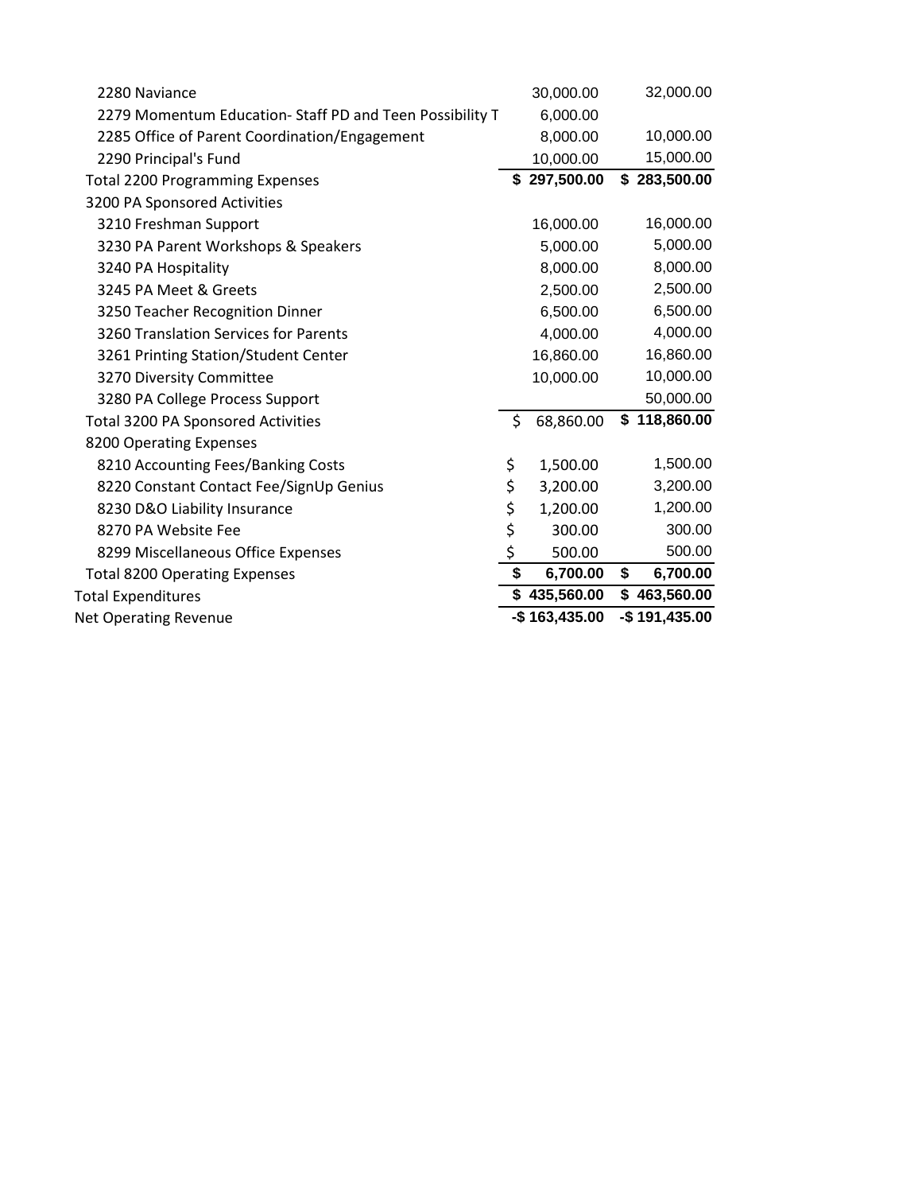| | | |
|---|---|---|
| 2280 Naviance | 30,000.00 | 32,000.00 |
| 2279 Momentum Education- Staff PD and Teen Possibility T | 6,000.00 | |
| 2285 Office of Parent Coordination/Engagement | 8,000.00 | 10,000.00 |
| 2290 Principal's Fund | 10,000.00 | 15,000.00 |
| Total 2200 Programming Expenses | **$ 297,500.00** | **$ 283,500.00** |
| 3200 PA Sponsored Activities | | |
| 3210 Freshman Support | 16,000.00 | 16,000.00 |
| 3230 PA Parent Workshops & Speakers | 5,000.00 | 5,000.00 |
| 3240 PA Hospitality | 8,000.00 | 8,000.00 |
| 3245 PA Meet & Greets | 2,500.00 | 2,500.00 |
| 3250 Teacher Recognition Dinner | 6,500.00 | 6,500.00 |
| 3260 Translation Services for Parents | 4,000.00 | 4,000.00 |
| 3261 Printing Station/Student Center | 16,860.00 | 16,860.00 |
| 3270 Diversity Committee | 10,000.00 | 10,000.00 |
| 3280 PA College Process Support | | 50,000.00 |
| Total 3200 PA Sponsored Activities | $ 68,860.00 | **$ 118,860.00** |
| 8200 Operating Expenses | | |
| 8210 Accounting Fees/Banking Costs | $ 1,500.00 | 1,500.00 |
| 8220 Constant Contact Fee/SignUp Genius | $ 3,200.00 | 3,200.00 |
| 8230 D&O Liability Insurance | $ 1,200.00 | 1,200.00 |
| 8270 PA Website Fee | $ 300.00 | 300.00 |
| 8299 Miscellaneous Office Expenses | $ 500.00 | 500.00 |
| Total 8200 Operating Expenses | **$ 6,700.00** | **$ 6,700.00** |
| Total Expenditures | **$ 435,560.00** | **$ 463,560.00** |
| Net Operating Revenue | **-$ 163,435.00** | **-$ 191,435.00** |